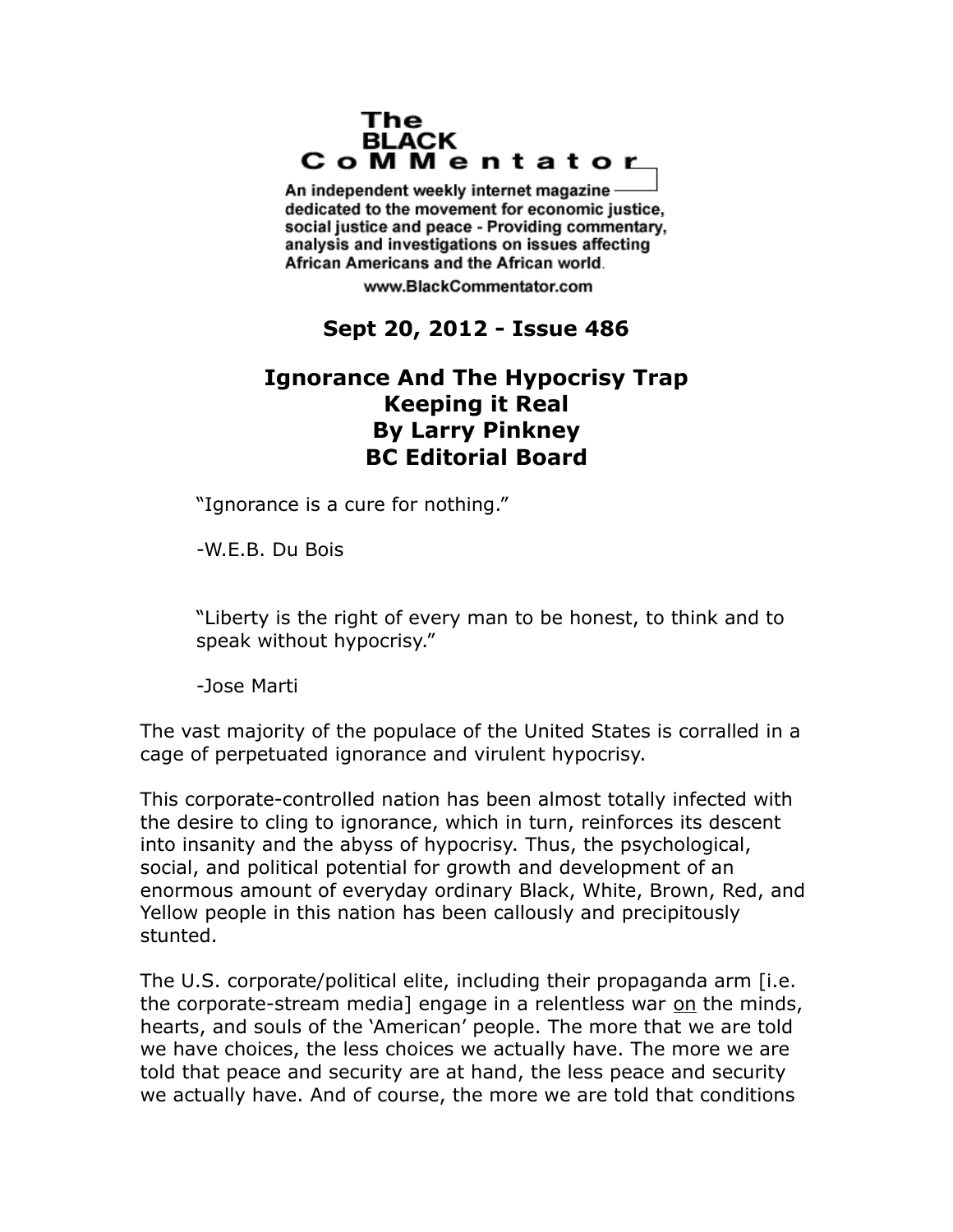# The BLACK CoMMentator

An independent weekly internet magazine dedicated to the movement for economic justice, social justice and peace - Providing commentary, analysis and investigations on issues affecting African Americans and the African world.

www.BlackCommentator.com

**Sept 20, 2012 - Issue 486**

## Ignorance And The Hypocrisy Trap
## Keeping it Real
## By Larry Pinkney
## BC Editorial Board

> "Ignorance is a cure for nothing."
>
> -W.E.B. Du Bois

> "Liberty is the right of every man to be honest, to think and to speak without hypocrisy."
>
> -Jose Marti

The vast majority of the populace of the United States is corralled in a cage of perpetuated ignorance and virulent hypocrisy.

This corporate-controlled nation has been almost totally infected with the desire to cling to ignorance, which in turn, reinforces its descent into insanity and the abyss of hypocrisy. Thus, the psychological, social, and political potential for growth and development of an enormous amount of everyday ordinary Black, White, Brown, Red, and Yellow people in this nation has been callously and precipitously stunted.

The U.S. corporate/political elite, including their propaganda arm [i.e. the corporate-stream media] engage in a relentless war <u>on</u> the minds, hearts, and souls of the 'American' people. The more that we are told we have choices, the less choices we actually have. The more we are told that peace and security are at hand, the less peace and security we actually have. And of course, the more we are told that conditions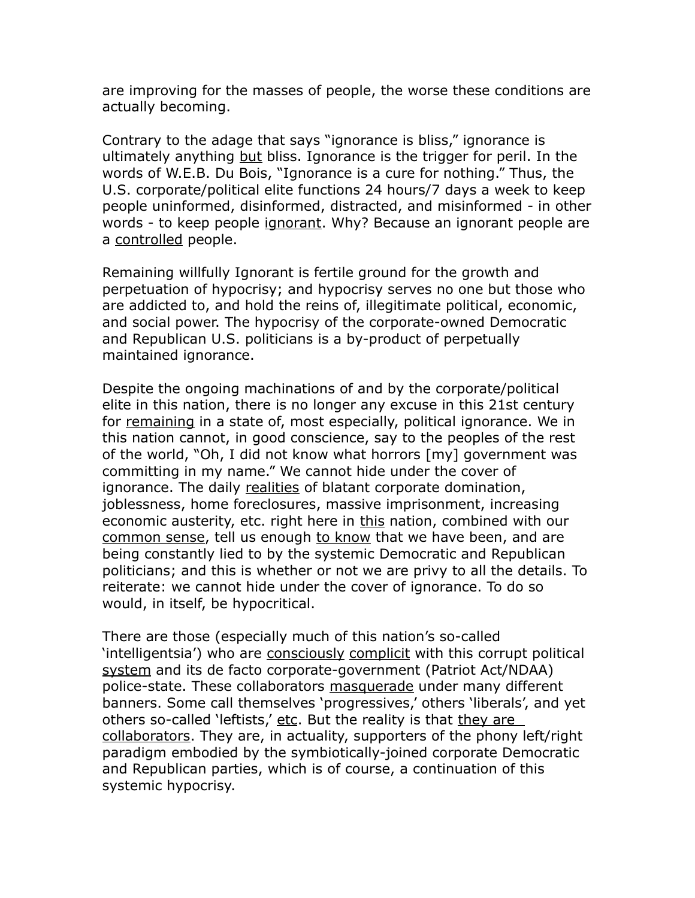are improving for the masses of people, the worse these conditions are actually becoming.

Contrary to the adage that says "ignorance is bliss," ignorance is ultimately anything <u>but</u> bliss. Ignorance is the trigger for peril. In the words of W.E.B. Du Bois, "Ignorance is a cure for nothing." Thus, the U.S. corporate/political elite functions 24 hours/7 days a week to keep people uninformed, disinformed, distracted, and misinformed - in other words - to keep people <u>ignorant</u>. Why? Because an ignorant people are a <u>controlled</u> people.

Remaining willfully Ignorant is fertile ground for the growth and perpetuation of hypocrisy; and hypocrisy serves no one but those who are addicted to, and hold the reins of, illegitimate political, economic, and social power. The hypocrisy of the corporate-owned Democratic and Republican U.S. politicians is a by-product of perpetually maintained ignorance.

Despite the ongoing machinations of and by the corporate/political elite in this nation, there is no longer any excuse in this 21st century for <u>remaining</u> in a state of, most especially, political ignorance. We in this nation cannot, in good conscience, say to the peoples of the rest of the world, "Oh, I did not know what horrors [my] government was committing in my name." We cannot hide under the cover of ignorance. The daily <u>realities</u> of blatant corporate domination, joblessness, home foreclosures, massive imprisonment, increasing economic austerity, etc. right here in <u>this</u> nation, combined with our <u>common sense</u>, tell us enough <u>to know</u> that we have been, and are being constantly lied to by the systemic Democratic and Republican politicians; and this is whether or not we are privy to all the details. To reiterate: we cannot hide under the cover of ignorance. To do so would, in itself, be hypocritical.

There are those (especially much of this nation's so-called 'intelligentsia') who are <u>consciously</u> <u>complicit</u> with this corrupt political <u>system</u> and its de facto corporate-government (Patriot Act/NDAA) police-state. These collaborators <u>masquerade</u> under many different banners. Some call themselves 'progressives,' others 'liberals', and yet others so-called 'leftists,' <u>etc</u>. But the reality is that <u>they are collaborators</u>. They are, in actuality, supporters of the phony left/right paradigm embodied by the symbiotically-joined corporate Democratic and Republican parties, which is of course, a continuation of this systemic hypocrisy.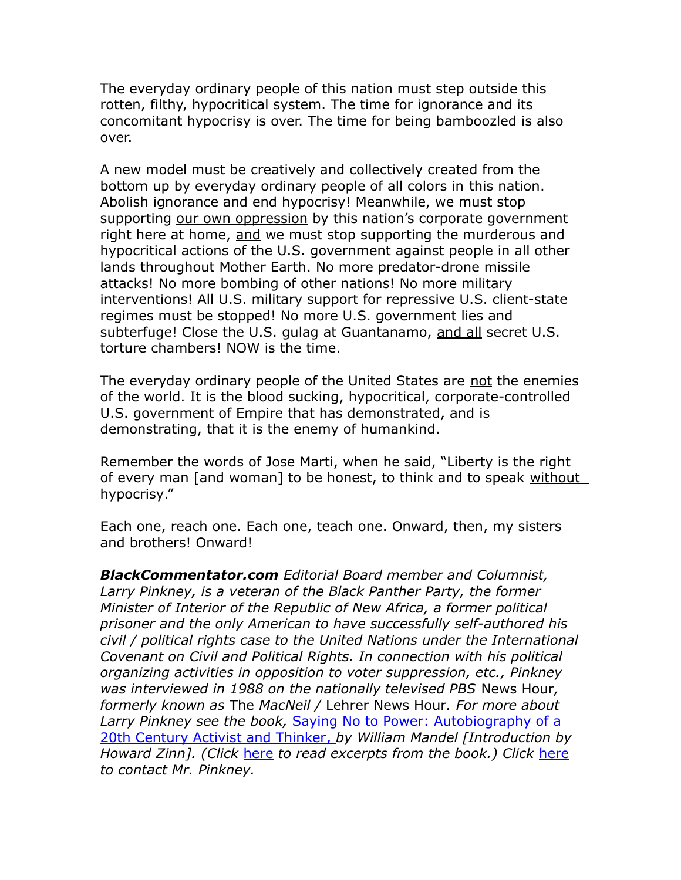The everyday ordinary people of this nation must step outside this rotten, filthy, hypocritical system. The time for ignorance and its concomitant hypocrisy is over. The time for being bamboozled is also over.

A new model must be creatively and collectively created from the bottom up by everyday ordinary people of all colors in this nation. Abolish ignorance and end hypocrisy! Meanwhile, we must stop supporting our own oppression by this nation's corporate government right here at home, and we must stop supporting the murderous and hypocritical actions of the U.S. government against people in all other lands throughout Mother Earth. No more predator-drone missile attacks! No more bombing of other nations! No more military interventions! All U.S. military support for repressive U.S. client-state regimes must be stopped! No more U.S. government lies and subterfuge! Close the U.S. gulag at Guantanamo, and all secret U.S. torture chambers! NOW is the time.

The everyday ordinary people of the United States are not the enemies of the world. It is the blood sucking, hypocritical, corporate-controlled U.S. government of Empire that has demonstrated, and is demonstrating, that it is the enemy of humankind.

Remember the words of Jose Marti, when he said, "Liberty is the right of every man [and woman] to be honest, to think and to speak without hypocrisy."

Each one, reach one. Each one, teach one. Onward, then, my sisters and brothers! Onward!

***BlackCommentator.com*** *Editorial Board member and Columnist, Larry Pinkney, is a veteran of the Black Panther Party, the former Minister of Interior of the Republic of New Africa, a former political prisoner and the only American to have successfully self-authored his civil / political rights case to the United Nations under the International Covenant on Civil and Political Rights. In connection with his political organizing activities in opposition to voter suppression, etc., Pinkney was interviewed in 1988 on the nationally televised PBS* News Hour*, formerly known as* The *MacNeil /* Lehrer News Hour*. For more about Larry Pinkney see the book,* Saying No to Power: Autobiography of a 20th Century Activist and Thinker, *by William Mandel [Introduction by Howard Zinn]. (Click* here *to read excerpts from the book.) Click* here *to contact Mr. Pinkney.*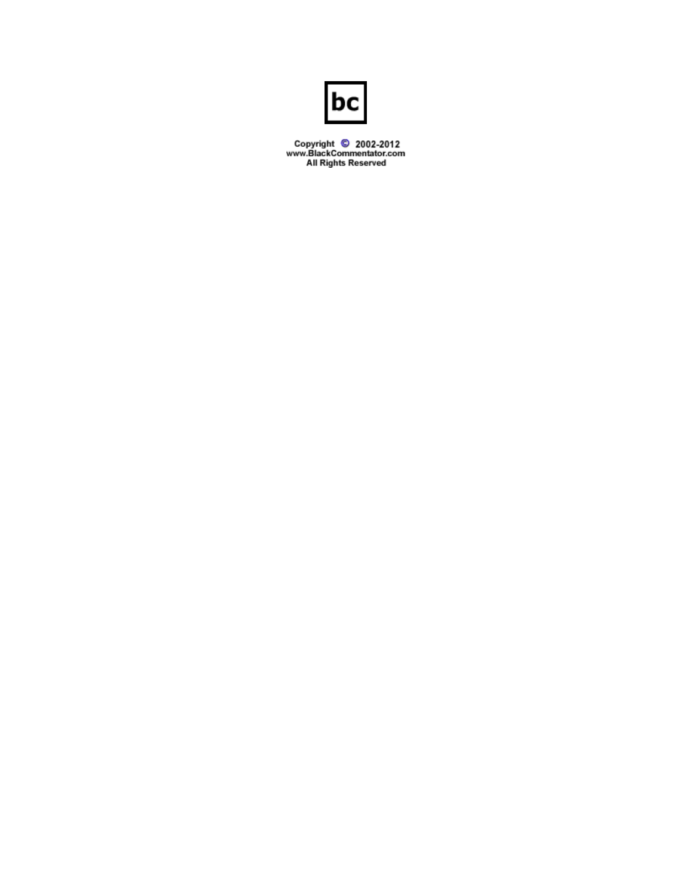bc

Copyright © 2002-2012
www.BlackCommentator.com
All Rights Reserved